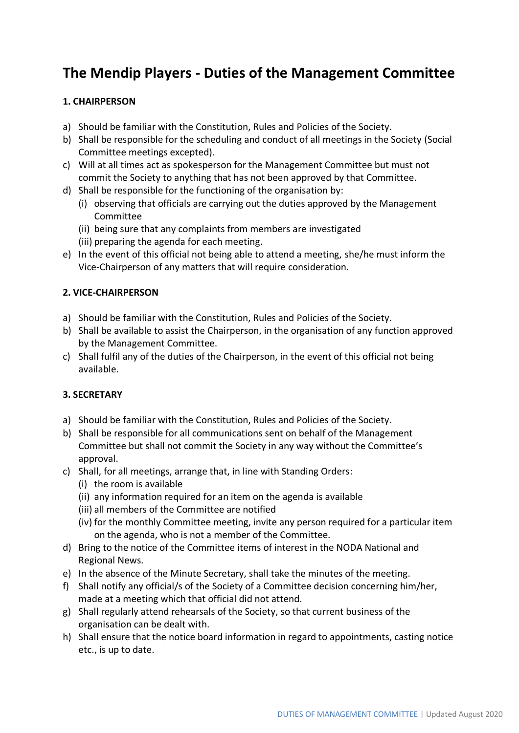# The Mendip Players - Duties of the Management Committee

### 1. CHAIRPERSON

a) Should be familiar with the Constitution, Rules and Policies of the Society.
b) Shall be responsible for the scheduling and conduct of all meetings in the Society (Social Committee meetings excepted).
c) Will at all times act as spokesperson for the Management Committee but must not commit the Society to anything that has not been approved by that Committee.
d) Shall be responsible for the functioning of the organisation by:
   (i) observing that officials are carrying out the duties approved by the Management Committee
   (ii) being sure that any complaints from members are investigated
   (iii) preparing the agenda for each meeting.
e) In the event of this official not being able to attend a meeting, she/he must inform the Vice-Chairperson of any matters that will require consideration.

### 2. VICE-CHAIRPERSON

a) Should be familiar with the Constitution, Rules and Policies of the Society.
b) Shall be available to assist the Chairperson, in the organisation of any function approved by the Management Committee.
c) Shall fulfil any of the duties of the Chairperson, in the event of this official not being available.

### 3. SECRETARY

a) Should be familiar with the Constitution, Rules and Policies of the Society.
b) Shall be responsible for all communications sent on behalf of the Management Committee but shall not commit the Society in any way without the Committee's approval.
c) Shall, for all meetings, arrange that, in line with Standing Orders:
   (i) the room is available
   (ii) any information required for an item on the agenda is available
   (iii) all members of the Committee are notified
   (iv) for the monthly Committee meeting, invite any person required for a particular item on the agenda, who is not a member of the Committee.
d) Bring to the notice of the Committee items of interest in the NODA National and Regional News.
e) In the absence of the Minute Secretary, shall take the minutes of the meeting.
f) Shall notify any official/s of the Society of a Committee decision concerning him/her, made at a meeting which that official did not attend.
g) Shall regularly attend rehearsals of the Society, so that current business of the organisation can be dealt with.
h) Shall ensure that the notice board information in regard to appointments, casting notice etc., is up to date.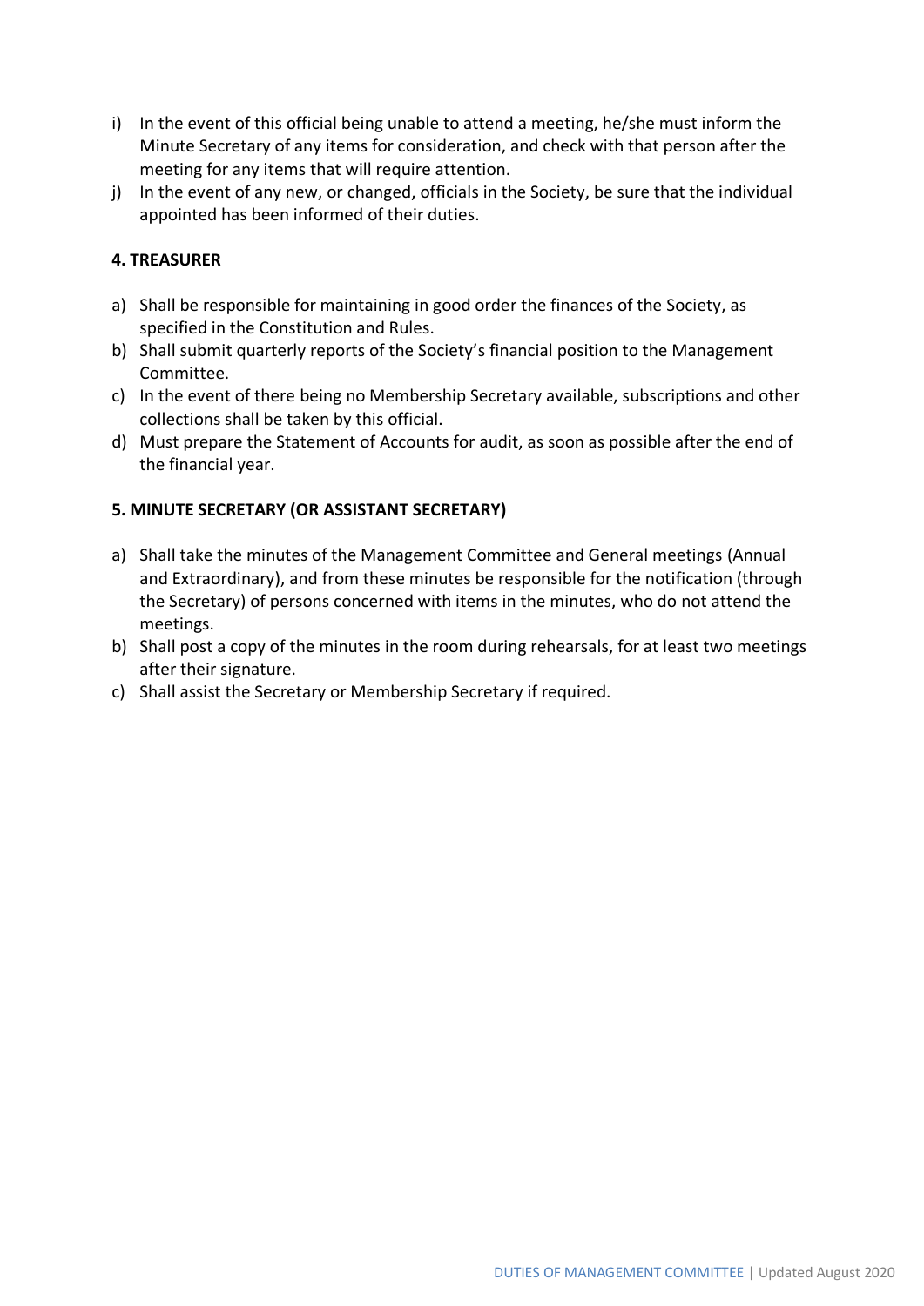i) In the event of this official being unable to attend a meeting, he/she must inform the Minute Secretary of any items for consideration, and check with that person after the meeting for any items that will require attention.
j) In the event of any new, or changed, officials in the Society, be sure that the individual appointed has been informed of their duties.

**4. TREASURER**

a) Shall be responsible for maintaining in good order the finances of the Society, as specified in the Constitution and Rules.
b) Shall submit quarterly reports of the Society's financial position to the Management Committee.
c) In the event of there being no Membership Secretary available, subscriptions and other collections shall be taken by this official.
d) Must prepare the Statement of Accounts for audit, as soon as possible after the end of the financial year.

**5. MINUTE SECRETARY (OR ASSISTANT SECRETARY)**

a) Shall take the minutes of the Management Committee and General meetings (Annual and Extraordinary), and from these minutes be responsible for the notification (through the Secretary) of persons concerned with items in the minutes, who do not attend the meetings.
b) Shall post a copy of the minutes in the room during rehearsals, for at least two meetings after their signature.
c) Shall assist the Secretary or Membership Secretary if required.